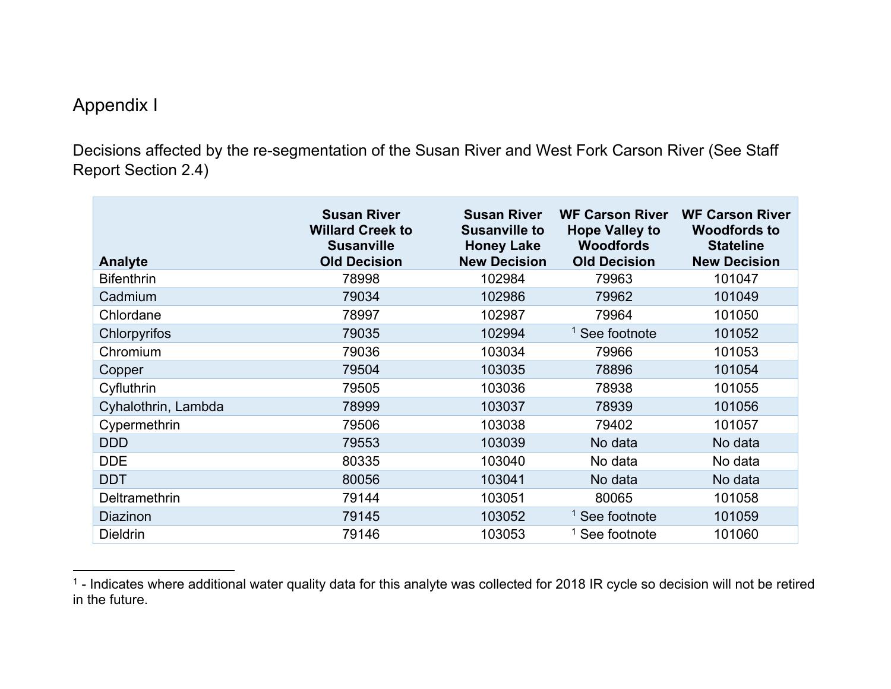# Appendix I

Decisions affected by the re-segmentation of the Susan River and West Fork Carson River (See Staff Report Section 2.4)

| Analyte | Susan River Willard Creek to Susanville Old Decision | Susan River Susanville to Honey Lake New Decision | WF Carson River Hope Valley to Woodfords Old Decision | WF Carson River Woodfords to Stateline New Decision |
|---|---|---|---|---|
| Bifenthrin | 78998 | 102984 | 79963 | 101047 |
| Cadmium | 79034 | 102986 | 79962 | 101049 |
| Chlordane | 78997 | 102987 | 79964 | 101050 |
| Chlorpyrifos | 79035 | 102994 | [1] See footnote | 101052 |
| Chromium | 79036 | 103034 | 79966 | 101053 |
| Copper | 79504 | 103035 | 78896 | 101054 |
| Cyfluthrin | 79505 | 103036 | 78938 | 101055 |
| Cyhalothrin, Lambda | 78999 | 103037 | 78939 | 101056 |
| Cypermethrin | 79506 | 103038 | 79402 | 101057 |
| DDD | 79553 | 103039 | No data | No data |
| DDE | 80335 | 103040 | No data | No data |
| DDT | 80056 | 103041 | No data | No data |
| Deltramethrin | 79144 | 103051 | 80065 | 101058 |
| Diazinon | 79145 | 103052 | [1] See footnote | 101059 |
| Dieldrin | 79146 | 103053 | [1] See footnote | 101060 |

[1] - Indicates where additional water quality data for this analyte was collected for 2018 IR cycle so decision will not be retired in the future.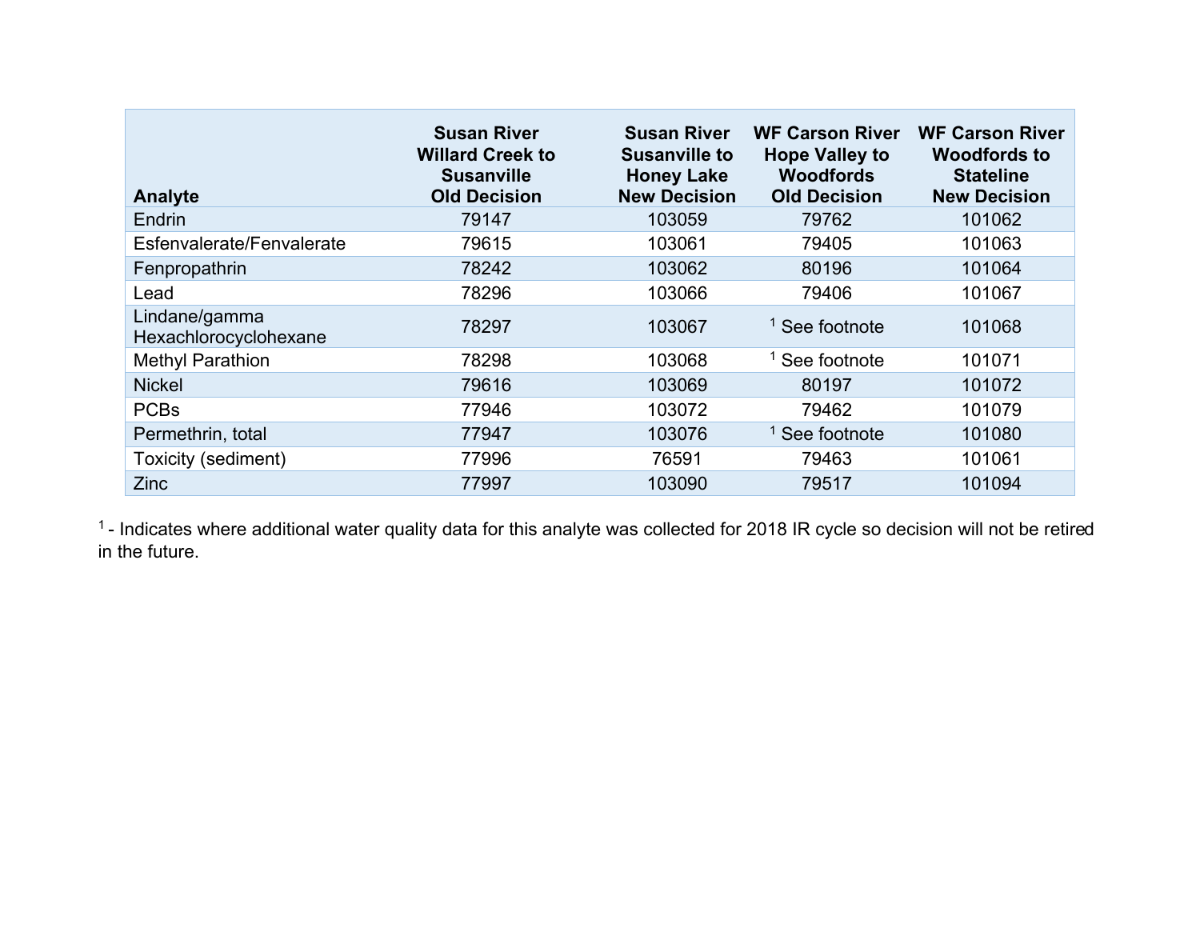| Analyte | Susan River Willard Creek to Susanville Old Decision | Susan River Susanville to Honey Lake New Decision | WF Carson River Hope Valley to Woodfords Old Decision | WF Carson River Woodfords to Stateline New Decision |
|---|---|---|---|---|
| Endrin | 79147 | 103059 | 79762 | 101062 |
| Esfenvalerate/Fenvalerate | 79615 | 103061 | 79405 | 101063 |
| Fenpropathrin | 78242 | 103062 | 80196 | 101064 |
| Lead | 78296 | 103066 | 79406 | 101067 |
| Lindane/gamma Hexachlorocyclohexane | 78297 | 103067 | [1] See footnote | 101068 |
| Methyl Parathion | 78298 | 103068 | [1] See footnote | 101071 |
| Nickel | 79616 | 103069 | 80197 | 101072 |
| PCBs | 77946 | 103072 | 79462 | 101079 |
| Permethrin, total | 77947 | 103076 | [1] See footnote | 101080 |
| Toxicity (sediment) | 77996 | 76591 | 79463 | 101061 |
| Zinc | 77997 | 103090 | 79517 | 101094 |

[1] - Indicates where additional water quality data for this analyte was collected for 2018 IR cycle so decision will not be retired in the future.